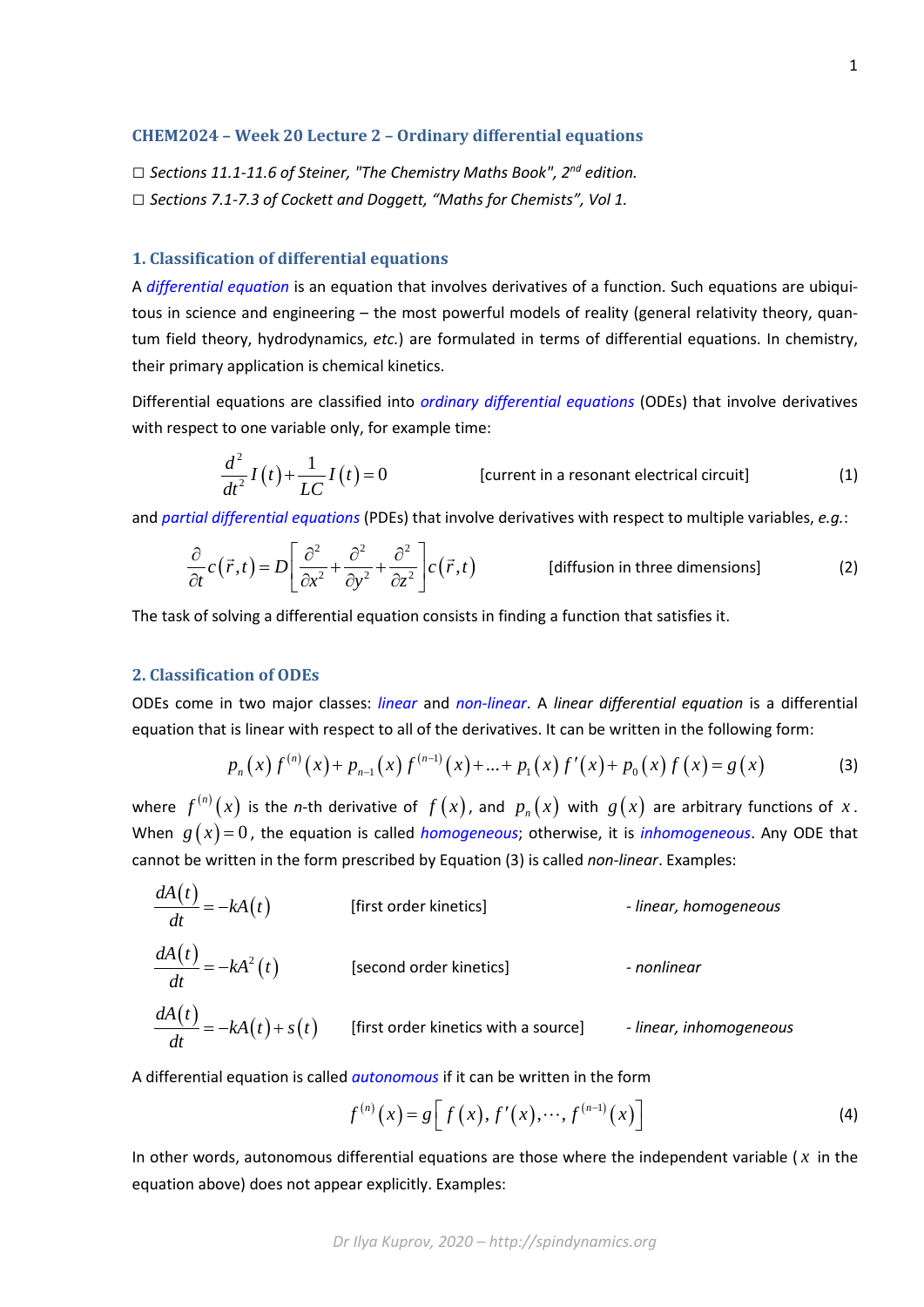## CHEM2024 – Week 20 Lecture 2 – Ordinary differential equations

☐ *Sections 11.1-11.6 of Steiner, "The Chemistry Maths Book", 2nd edition.*

☐ *Sections 7.1-7.3 of Cockett and Doggett, "Maths for Chemists", Vol 1.*

### 1. Classification of differential equations

A *differential equation* is an equation that involves derivatives of a function. Such equations are ubiquitous in science and engineering – the most powerful models of reality (general relativity theory, quantum field theory, hydrodynamics, *etc.*) are formulated in terms of differential equations. In chemistry, their primary application is chemical kinetics.

Differential equations are classified into *ordinary differential equations* (ODEs) that involve derivatives with respect to one variable only, for example time:

$$\frac{d^2}{dt^2} I(t) + \frac{1}{LC} I(t) = 0 \qquad \text{[current in a resonant electrical circuit]} \qquad (1)$$

and *partial differential equations* (PDEs) that involve derivatives with respect to multiple variables, *e.g.*:

$$\frac{\partial}{\partial t} c(\vec{r},t) = D\left[\frac{\partial^2}{\partial x^2} + \frac{\partial^2}{\partial y^2} + \frac{\partial^2}{\partial z^2}\right] c(\vec{r},t) \qquad \text{[diffusion in three dimensions]} \qquad (2)$$

The task of solving a differential equation consists in finding a function that satisfies it.

### 2. Classification of ODEs

ODEs come in two major classes: *linear* and *non-linear*. A *linear differential equation* is a differential equation that is linear with respect to all of the derivatives. It can be written in the following form:

$$p_n(x) f^{(n)}(x) + p_{n-1}(x) f^{(n-1)}(x) + \ldots + p_1(x) f'(x) + p_0(x) f(x) = g(x) \qquad (3)$$

where $f^{(n)}(x)$ is the *n*-th derivative of $f(x)$, and $p_n(x)$ with $g(x)$ are arbitrary functions of $x$. When $g(x) = 0$, the equation is called *homogeneous*; otherwise, it is *inhomogeneous*. Any ODE that cannot be written in the form prescribed by Equation (3) is called *non-linear*. Examples:

$$\frac{dA(t)}{dt} = -kA(t) \qquad \text{[first order kinetics]} \qquad \text{- linear, homogeneous}$$

$$\frac{dA(t)}{dt} = -kA^2(t) \qquad \text{[second order kinetics]} \qquad \text{- nonlinear}$$

$$\frac{dA(t)}{dt} = -kA(t) + s(t) \qquad \text{[first order kinetics with a source]} \qquad \text{- linear, inhomogeneous}$$

A differential equation is called *autonomous* if it can be written in the form

$$f^{(n)}(x) = g\left[f(x), f'(x), \cdots, f^{(n-1)}(x)\right] \qquad (4)$$

In other words, autonomous differential equations are those where the independent variable ($x$ in the equation above) does not appear explicitly. Examples: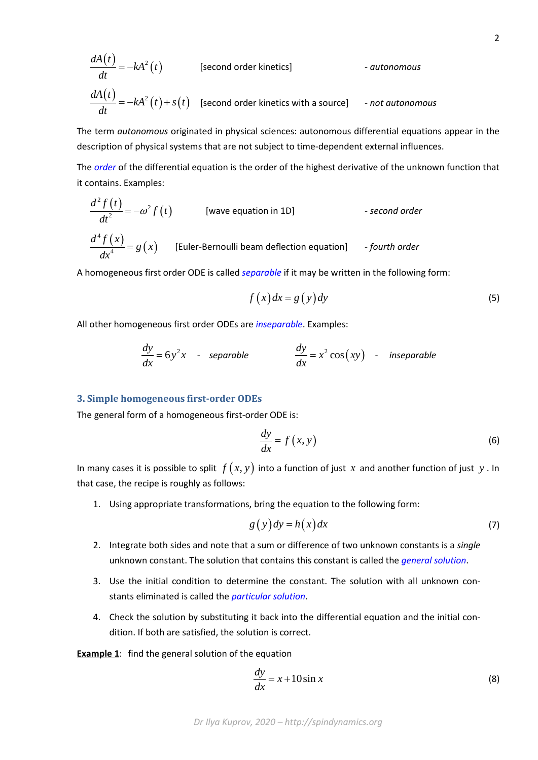$$\frac{dA(t)}{dt} = -kA^2(t)$$ [second order kinetics] - *autonomous*

$$\frac{dA(t)}{dt} = -kA^2(t) + s(t)$$ [second order kinetics with a source] - *not autonomous*

The term *autonomous* originated in physical sciences: autonomous differential equations appear in the description of physical systems that are not subject to time-dependent external influences.

The *order* of the differential equation is the order of the highest derivative of the unknown function that it contains. Examples:

$$\frac{d^2 f(t)}{dt^2} = -\omega^2 f(t)$$ [wave equation in 1D] - *second order*

$$\frac{d^4 f(x)}{dx^4} = g(x)$$ [Euler-Bernoulli beam deflection equation] - *fourth order*

A homogeneous first order ODE is called *separable* if it may be written in the following form:

$$f(x)\,dx = g(y)\,dy \tag{5}$$

All other homogeneous first order ODEs are *inseparable*. Examples:

$$\frac{dy}{dx} = 6y^2 x \quad \text{- } \textit{separable} \qquad\qquad \frac{dy}{dx} = x^2\cos(xy) \quad \text{- } \textit{inseparable}$$

### 3. Simple homogeneous first-order ODEs

The general form of a homogeneous first-order ODE is:

$$\frac{dy}{dx} = f(x,y) \tag{6}$$

In many cases it is possible to split $f(x,y)$ into a function of just $x$ and another function of just $y$. In that case, the recipe is roughly as follows:

1. Using appropriate transformations, bring the equation to the following form:

$$g(y)\,dy = h(x)\,dx \tag{7}$$

2. Integrate both sides and note that a sum or difference of two unknown constants is a *single* unknown constant. The solution that contains this constant is called the *general solution*.

3. Use the initial condition to determine the constant. The solution with all unknown constants eliminated is called the *particular solution*.

4. Check the solution by substituting it back into the differential equation and the initial condition. If both are satisfied, the solution is correct.

**Example 1**: find the general solution of the equation

$$\frac{dy}{dx} = x + 10\sin x \tag{8}$$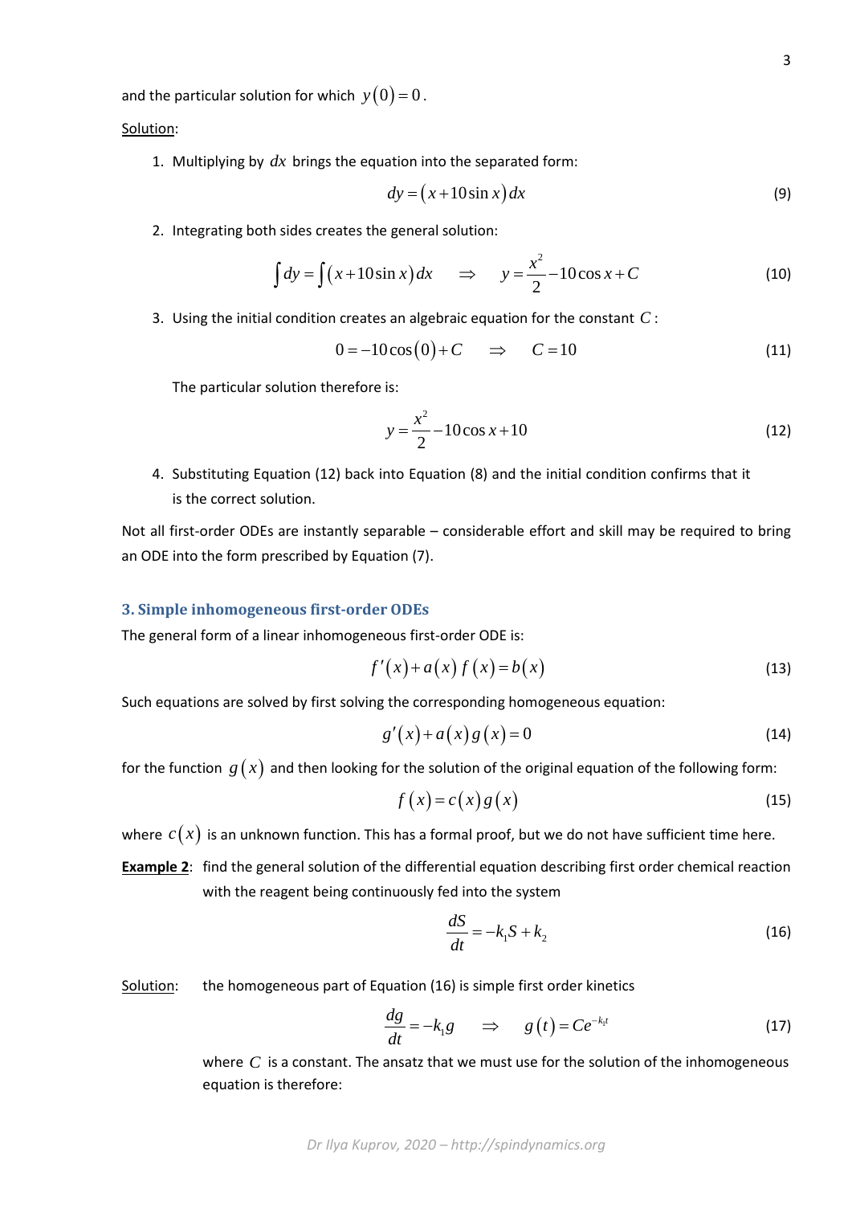and the particular solution for which $y(0)=0$.

Solution:

1. Multiplying by $dx$ brings the equation into the separated form:

$$dy=(x+10\sin x)\,dx \tag{9}$$

2. Integrating both sides creates the general solution:

$$\int dy=\int(x+10\sin x)\,dx \quad\Rightarrow\quad y=\frac{x^2}{2}-10\cos x+C \tag{10}$$

3. Using the initial condition creates an algebraic equation for the constant $C$:

$$0=-10\cos(0)+C \quad\Rightarrow\quad C=10 \tag{11}$$

   The particular solution therefore is:

$$y=\frac{x^2}{2}-10\cos x+10 \tag{12}$$

4. Substituting Equation (12) back into Equation (8) and the initial condition confirms that it is the correct solution.

Not all first-order ODEs are instantly separable – considerable effort and skill may be required to bring an ODE into the form prescribed by Equation (7).

## 3. Simple inhomogeneous first-order ODEs

The general form of a linear inhomogeneous first-order ODE is:

$$f'(x)+a(x)\,f(x)=b(x) \tag{13}$$

Such equations are solved by first solving the corresponding homogeneous equation:

$$g'(x)+a(x)\,g(x)=0 \tag{14}$$

for the function $g(x)$ and then looking for the solution of the original equation of the following form:

$$f(x)=c(x)\,g(x) \tag{15}$$

where $c(x)$ is an unknown function. This has a formal proof, but we do not have sufficient time here.

**Example 2**: find the general solution of the differential equation describing first order chemical reaction with the reagent being continuously fed into the system

$$\frac{dS}{dt}=-k_1S+k_2 \tag{16}$$

Solution: the homogeneous part of Equation (16) is simple first order kinetics

$$\frac{dg}{dt}=-k_1g \quad\Rightarrow\quad g(t)=Ce^{-k_1t} \tag{17}$$

where $C$ is a constant. The ansatz that we must use for the solution of the inhomogeneous equation is therefore: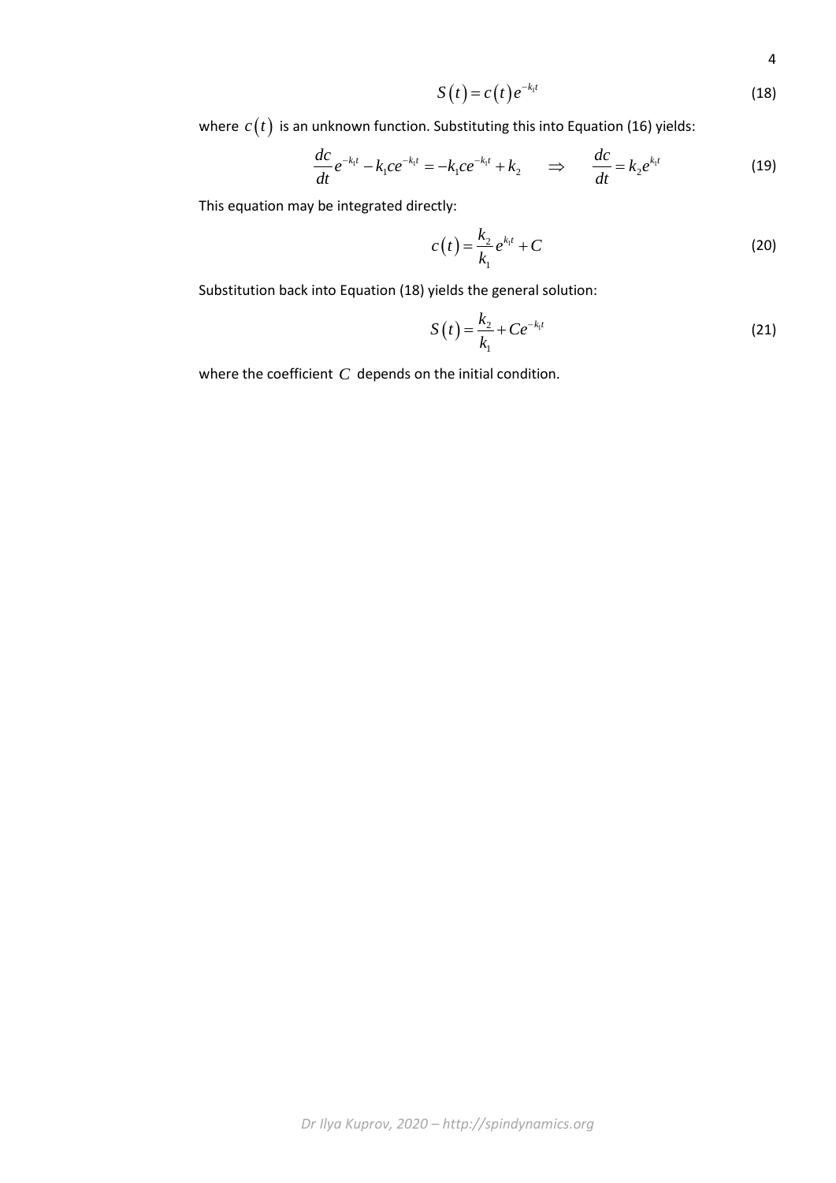$$S(t) = c(t)e^{-k_1 t} \tag{18}$$

where $c(t)$ is an unknown function. Substituting this into Equation (16) yields:

$$\frac{dc}{dt}e^{-k_1 t} - k_1 c e^{-k_1 t} = -k_1 c e^{-k_1 t} + k_2 \quad \Rightarrow \quad \frac{dc}{dt} = k_2 e^{k_1 t} \tag{19}$$

This equation may be integrated directly:

$$c(t) = \frac{k_2}{k_1}e^{k_1 t} + C \tag{20}$$

Substitution back into Equation (18) yields the general solution:

$$S(t) = \frac{k_2}{k_1} + Ce^{-k_1 t} \tag{21}$$

where the coefficient $C$ depends on the initial condition.